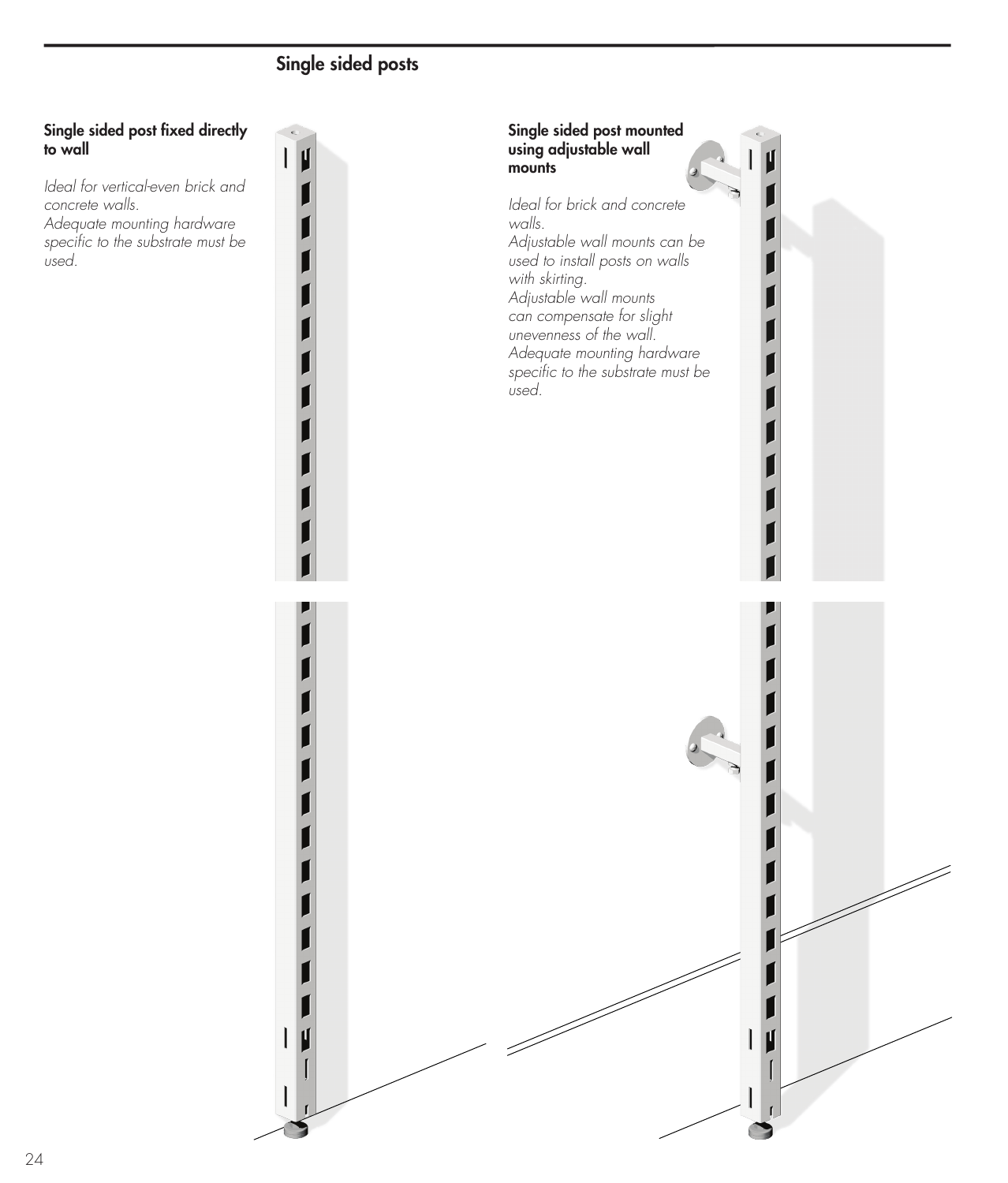# Single sided posts

### Single sided post fixed directly to wall

*Ideal for vertical-even brick and concrete walls.*
*Adequate mounting hardware specific to the substrate must be used.*

### Single sided post mounted using adjustable wall mounts

*Ideal for brick and concrete walls.*
*Adjustable wall mounts can be used to install posts on walls with skirting.*
*Adjustable wall mounts can compensate for slight unevenness of the wall.*
*Adequate mounting hardware specific to the substrate must be used.*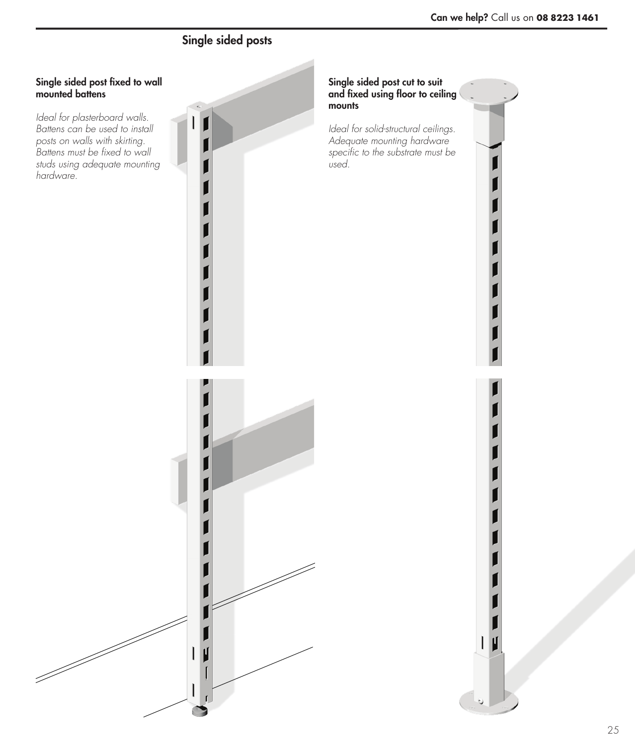## Single sided posts

### Single sided post fixed to wall mounted battens

*Ideal for plasterboard walls. Battens can be used to install posts on walls with skirting. Battens must be fixed to wall studs using adequate mounting hardware.*

### Single sided post cut to suit and fixed using floor to ceiling mounts

*Ideal for solid-structural ceilings. Adequate mounting hardware specific to the substrate must be used.*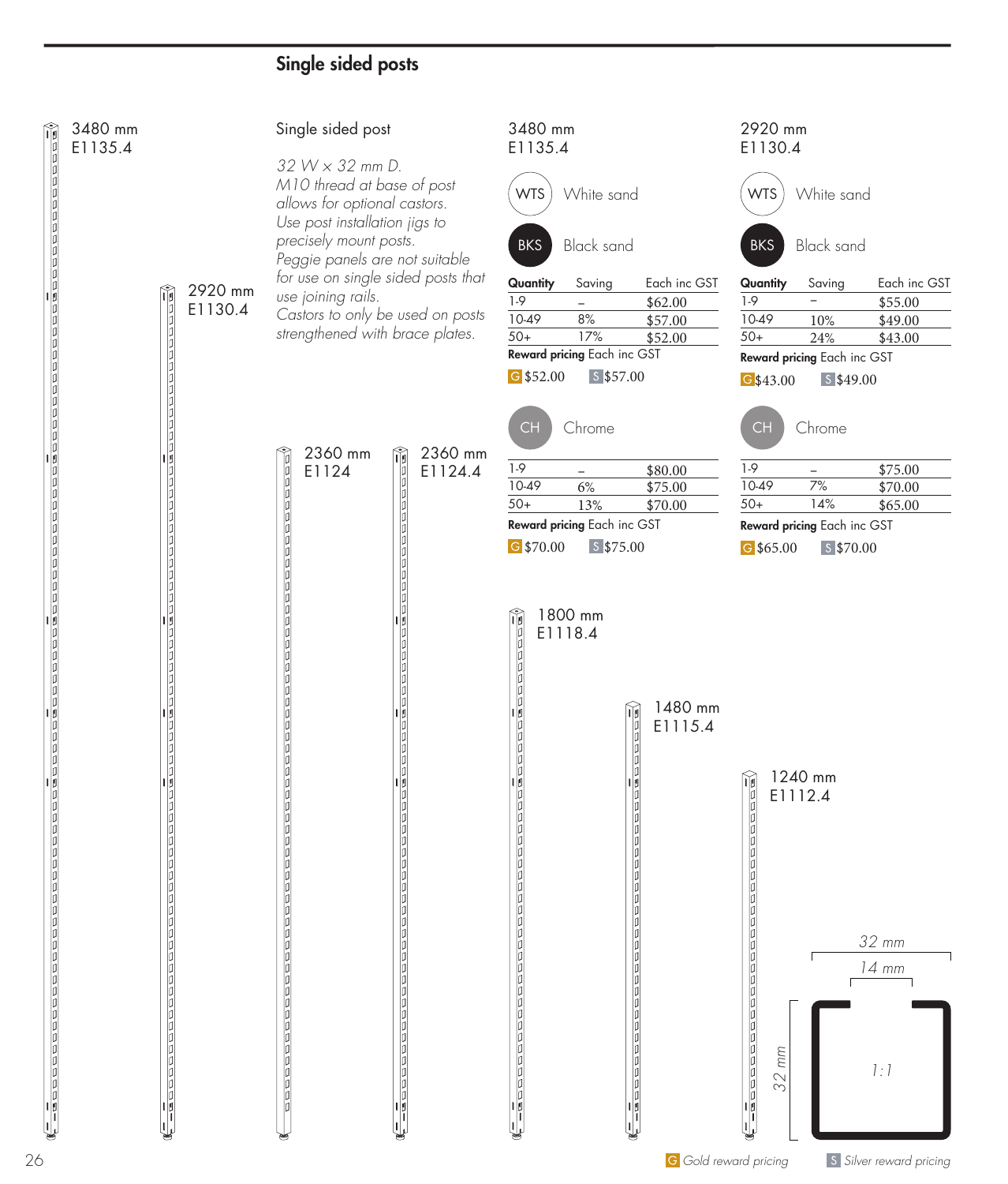## Single sided posts

3480 mm
E1135.4

2920 mm
E1130.4

2360 mm
E1124

2360 mm
E1124.4

1800 mm
E1118.4

1480 mm
E1115.4

1240 mm
E1112.4

### Single sided post

*32 W × 32 mm D.*
*M10 thread at base of post allows for optional castors.*
*Use post installation jigs to precisely mount posts.*
*Peggie panels are not suitable for use on single sided posts that use joining rails.*
*Castors to only be used on posts strengthened with brace plates.*

### 3480 mm E1135.4

WTS White sand

BKS Black sand

| Quantity | Saving | Each inc GST |
|---|---|---|
| 1-9 | – | $62.00 |
| 10-49 | 8% | $57.00 |
| 50+ | 17% | $52.00 |

**Reward pricing** Each inc GST

G $52.00 S $57.00

CH Chrome

| Quantity | Saving | Each inc GST |
|---|---|---|
| 1-9 | – | $80.00 |
| 10-49 | 6% | $75.00 |
| 50+ | 13% | $70.00 |

**Reward pricing** Each inc GST

G $70.00 S $75.00

### 2920 mm E1130.4

WTS White sand

BKS Black sand

| Quantity | Saving | Each inc GST |
|---|---|---|
| 1-9 | – | $55.00 |
| 10-49 | 10% | $49.00 |
| 50+ | 24% | $43.00 |

**Reward pricing** Each inc GST

G $43.00 S $49.00

CH Chrome

| Quantity | Saving | Each inc GST |
|---|---|---|
| 1-9 | – | $75.00 |
| 10-49 | 7% | $70.00 |
| 50+ | 14% | $65.00 |

**Reward pricing** Each inc GST

G $65.00 S $70.00

*32 mm*
*14 mm*
*32 mm*
*1:1*

G *Gold reward pricing* S *Silver reward pricing*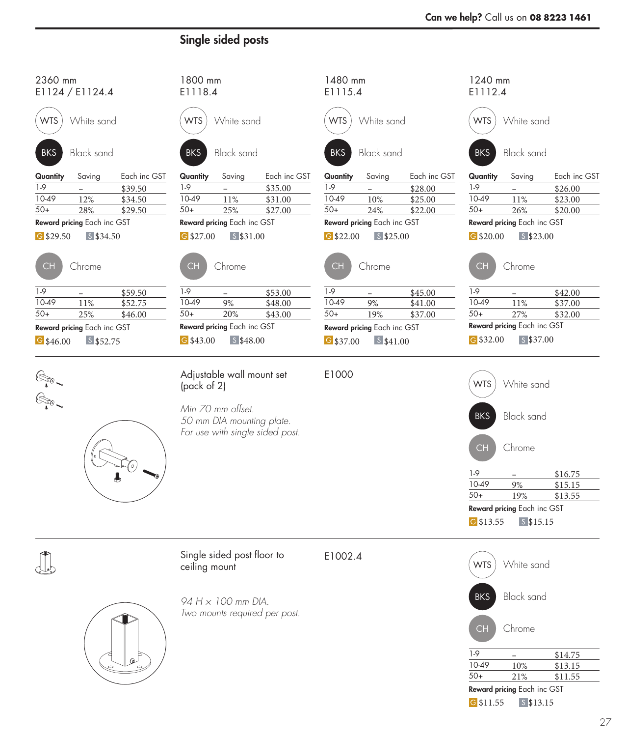## Single sided posts

### 2360 mm
E1124 / E1124.4

WTS White sand

BKS Black sand

| Quantity | Saving | Each inc GST |
|---|---|---|
| 1-9 | – | $39.50 |
| 10-49 | 12% | $34.50 |
| 50+ | 28% | $29.50 |

**Reward pricing** Each inc GST

G $29.50  S $34.50

CH Chrome

| | | |
|---|---|---|
| 1-9 | – | $59.50 |
| 10-49 | 11% | $52.75 |
| 50+ | 25% | $46.00 |

**Reward pricing** Each inc GST

G $46.00  S $52.75

### 1800 mm
E1118.4

WTS White sand

BKS Black sand

| Quantity | Saving | Each inc GST |
|---|---|---|
| 1-9 | – | $35.00 |
| 10-49 | 11% | $31.00 |
| 50+ | 25% | $27.00 |

**Reward pricing** Each inc GST

G $27.00  S $31.00

CH Chrome

| | | |
|---|---|---|
| 1-9 | – | $53.00 |
| 10-49 | 9% | $48.00 |
| 50+ | 20% | $43.00 |

**Reward pricing** Each inc GST

G $43.00  S $48.00

### 1480 mm
E1115.4

WTS White sand

BKS Black sand

| Quantity | Saving | Each inc GST |
|---|---|---|
| 1-9 | – | $28.00 |
| 10-49 | 10% | $25.00 |
| 50+ | 24% | $22.00 |

**Reward pricing** Each inc GST

G $22.00  S $25.00

CH Chrome

| | | |
|---|---|---|
| 1-9 | – | $45.00 |
| 10-49 | 9% | $41.00 |
| 50+ | 19% | $37.00 |

**Reward pricing** Each inc GST

G $37.00  S $41.00

### 1240 mm
E1112.4

WTS White sand

BKS Black sand

| Quantity | Saving | Each inc GST |
|---|---|---|
| 1-9 | – | $26.00 |
| 10-49 | 11% | $23.00 |
| 50+ | 26% | $20.00 |

**Reward pricing** Each inc GST

G $20.00  S $23.00

CH Chrome

| | | |
|---|---|---|
| 1-9 | – | $42.00 |
| 10-49 | 11% | $37.00 |
| 50+ | 27% | $32.00 |

**Reward pricing** Each inc GST

G $32.00  S $37.00

---

### Adjustable wall mount set (pack of 2)

E1000

*Min 70 mm offset.*
*50 mm DIA mounting plate.*
*For use with single sided post.*

WTS White sand

BKS Black sand

CH Chrome

| | | |
|---|---|---|
| 1-9 | – | $16.75 |
| 10-49 | 9% | $15.15 |
| 50+ | 19% | $13.55 |

**Reward pricing** Each inc GST

G $13.55  S $15.15

---

### Single sided post floor to ceiling mount

E1002.4

*94 H x 100 mm DIA.*
*Two mounts required per post.*

WTS White sand

BKS Black sand

CH Chrome

| | | |
|---|---|---|
| 1-9 | – | $14.75 |
| 10-49 | 10% | $13.15 |
| 50+ | 21% | $11.55 |

**Reward pricing** Each inc GST

G $11.55  S $13.15